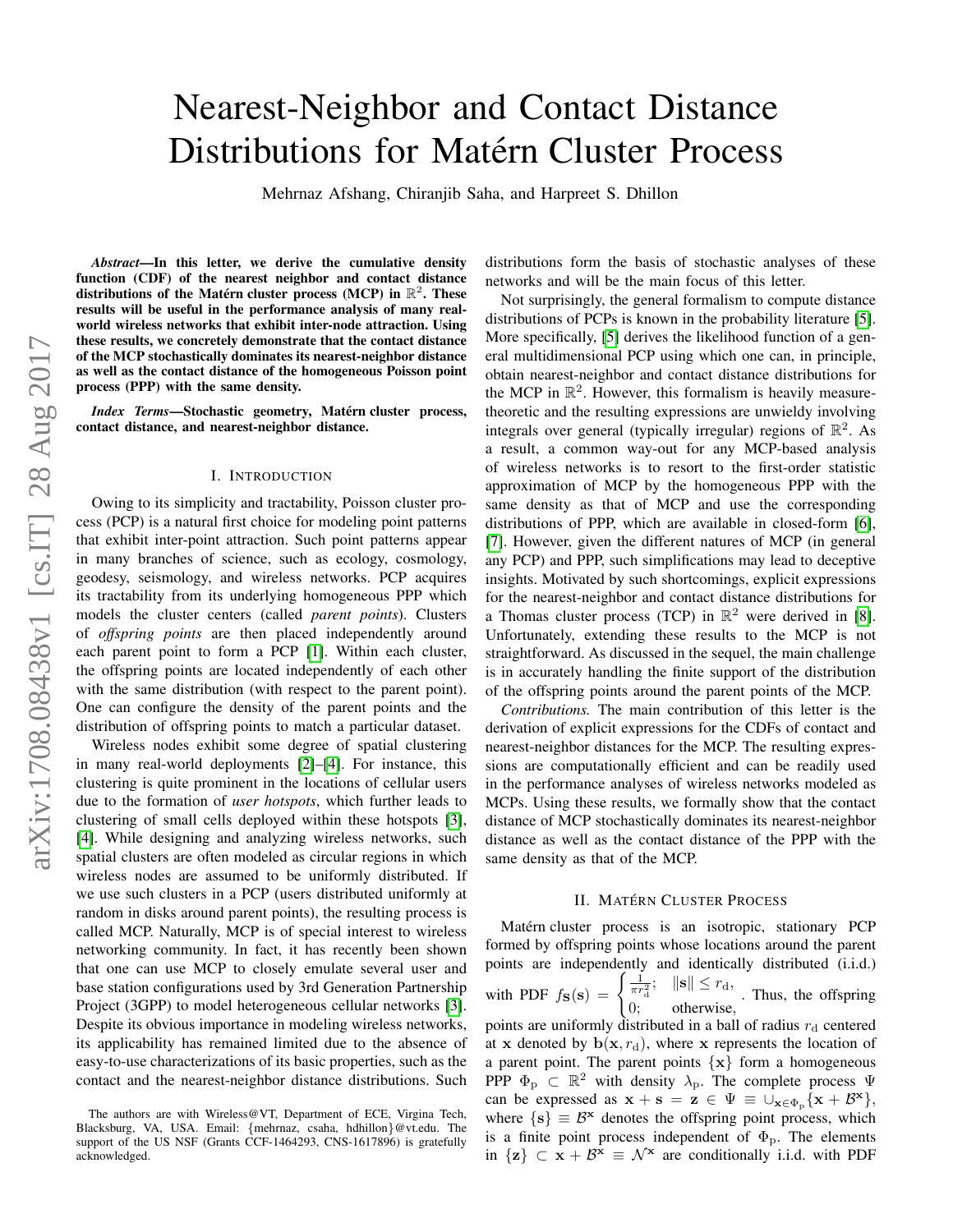# Nearest-Neighbor and Contact Distance Distributions for Matérn Cluster Process

Mehrnaz Afshang, Chiranjib Saha, and Harpreet S. Dhillon

***Abstract*—In this letter, we derive the cumulative density function (CDF) of the nearest neighbor and contact distance distributions of the Matérn cluster process (MCP) in $\mathbb{R}^2$. These results will be useful in the performance analysis of many real-world wireless networks that exhibit inter-node attraction. Using these results, we concretely demonstrate that the contact distance of the MCP stochastically dominates its nearest-neighbor distance as well as the contact distance of the homogeneous Poisson point process (PPP) with the same density.**

***Index Terms*—Stochastic geometry, Matérn cluster process, contact distance, and nearest-neighbor distance.**

## I. Introduction

Owing to its simplicity and tractability, Poisson cluster process (PCP) is a natural first choice for modeling point patterns that exhibit inter-point attraction. Such point patterns appear in many branches of science, such as ecology, cosmology, geodesy, seismology, and wireless networks. PCP acquires its tractability from its underlying homogeneous PPP which models the cluster centers (called *parent points*). Clusters of *offspring points* are then placed independently around each parent point to form a PCP [1]. Within each cluster, the offspring points are located independently of each other with the same distribution (with respect to the parent point). One can configure the density of the parent points and the distribution of offspring points to match a particular dataset.

Wireless nodes exhibit some degree of spatial clustering in many real-world deployments [2]–[4]. For instance, this clustering is quite prominent in the locations of cellular users due to the formation of *user hotspots*, which further leads to clustering of small cells deployed within these hotspots [3], [4]. While designing and analyzing wireless networks, such spatial clusters are often modeled as circular regions in which wireless nodes are assumed to be uniformly distributed. If we use such clusters in a PCP (users distributed uniformly at random in disks around parent points), the resulting process is called MCP. Naturally, MCP is of special interest to wireless networking community. In fact, it has recently been shown that one can use MCP to closely emulate several user and base station configurations used by 3rd Generation Partnership Project (3GPP) to model heterogeneous cellular networks [3]. Despite its obvious importance in modeling wireless networks, its applicability has remained limited due to the absence of easy-to-use characterizations of its basic properties, such as the contact and the nearest-neighbor distance distributions. Such distributions form the basis of stochastic analyses of these networks and will be the main focus of this letter.

Not surprisingly, the general formalism to compute distance distributions of PCPs is known in the probability literature [5]. More specifically, [5] derives the likelihood function of a general multidimensional PCP using which one can, in principle, obtain nearest-neighbor and contact distance distributions for the MCP in $\mathbb{R}^2$. However, this formalism is heavily measure-theoretic and the resulting expressions are unwieldy involving integrals over general (typically irregular) regions of $\mathbb{R}^2$. As a result, a common way-out for any MCP-based analysis of wireless networks is to resort to the first-order statistic approximation of MCP by the homogeneous PPP with the same density as that of MCP and use the corresponding distributions of PPP, which are available in closed-form [6], [7]. However, given the different natures of MCP (in general any PCP) and PPP, such simplifications may lead to deceptive insights. Motivated by such shortcomings, explicit expressions for the nearest-neighbor and contact distance distributions for a Thomas cluster process (TCP) in $\mathbb{R}^2$ were derived in [8]. Unfortunately, extending these results to the MCP is not straightforward. As discussed in the sequel, the main challenge is in accurately handling the finite support of the distribution of the offspring points around the parent points of the MCP.

*Contributions.* The main contribution of this letter is the derivation of explicit expressions for the CDFs of contact and nearest-neighbor distances for the MCP. The resulting expressions are computationally efficient and can be readily used in the performance analyses of wireless networks modeled as MCPs. Using these results, we formally show that the contact distance of MCP stochastically dominates its nearest-neighbor distance as well as the contact distance of the PPP with the same density as that of the MCP.

## II. Matérn Cluster Process

Matérn cluster process is an isotropic, stationary PCP formed by offspring points whose locations around the parent points are independently and identically distributed (i.i.d.) with PDF $f_{\mathbf{S}}(\mathbf{s}) = \begin{cases} \frac{1}{\pi r_{\rm d}^2}; & \|\mathbf{s}\| \leq r_{\rm d}, \\ 0; & \text{otherwise}, \end{cases}$. Thus, the offspring points are uniformly distributed in a ball of radius $r_{\rm d}$ centered at $\mathbf{x}$ denoted by $\mathbf{b}(\mathbf{x}, r_{\rm d})$, where $\mathbf{x}$ represents the location of a parent point. The parent points $\{\mathbf{x}\}$ form a homogeneous PPP $\Phi_{\rm p} \subset \mathbb{R}^2$ with density $\lambda_{\rm p}$. The complete process $\Psi$ can be expressed as $\mathbf{x} + \mathbf{s} = \mathbf{z} \in \Psi \equiv \cup_{\mathbf{x} \in \Phi_{\rm p}} \{\mathbf{x} + \mathcal{B}^{\mathbf{x}}\}$, where $\{\mathbf{s}\} \equiv \mathcal{B}^{\mathbf{x}}$ denotes the offspring point process, which is a finite point process independent of $\Phi_{\rm p}$. The elements in $\{\mathbf{z}\} \subset \mathbf{x} + \mathcal{B}^{\mathbf{x}} \equiv \mathcal{N}^{\mathbf{x}}$ are conditionally i.i.d. with PDF

The authors are with Wireless@VT, Department of ECE, Virgina Tech, Blacksburg, VA, USA. Email: {mehrnaz, csaha, hdhillon}@vt.edu. The support of the US NSF (Grants CCF-1464293, CNS-1617896) is gratefully acknowledged.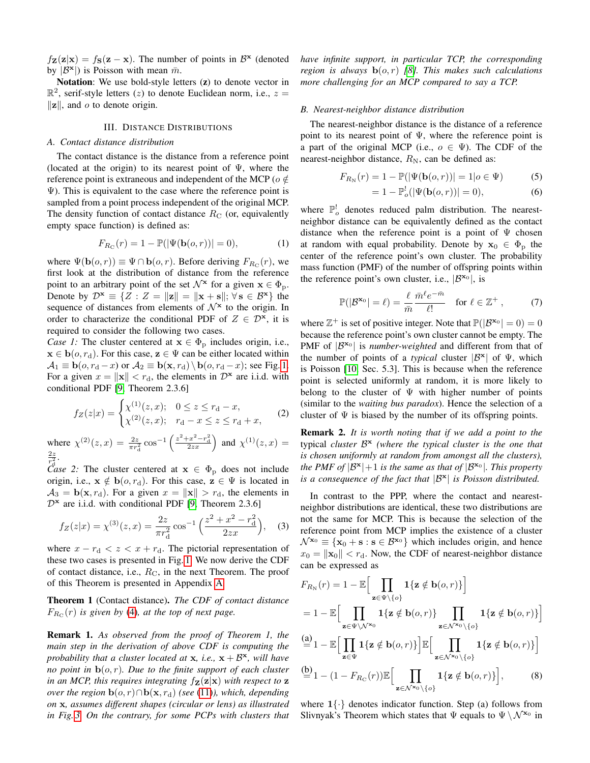$f_{\mathbf{Z}}(\mathbf{z}|\mathbf{x}) = f_{\mathbf{S}}(\mathbf{z}-\mathbf{x})$. The number of points in $\mathcal{B}^{\mathbf{x}}$ (denoted by $|\mathcal{B}^{\mathbf{x}}|$) is Poisson with mean $\bar{m}$.

**Notation**: We use bold-style letters ($\mathbf{z}$) to denote vector in $\mathbb{R}^2$, serif-style letters ($z$) to denote Euclidean norm, i.e., $z = \|\mathbf{z}\|$, and $o$ to denote origin.

## III. Distance Distributions

### A. Contact distance distribution

The contact distance is the distance from a reference point (located at the origin) to its nearest point of $\Psi$, where the reference point is extraneous and independent of the MCP ($o \notin \Psi$). This is equivalent to the case where the reference point is sampled from a point process independent of the original MCP. The density function of contact distance $R_{\rm C}$ (or, equivalently empty space function) is defined as:

$$F_{R_{\rm C}}(r) = 1 - \mathbb{P}(|\Psi(\mathbf{b}(o,r))| = 0), \tag{1}$$

where $\Psi(\mathbf{b}(o,r)) \equiv \Psi \cap \mathbf{b}(o,r)$. Before deriving $F_{R_{\rm C}}(r)$, we first look at the distribution of distance from the reference point to an arbitrary point of the set $\mathcal{N}^{\mathbf{x}}$ for a given $\mathbf{x} \in \Phi_{\rm p}$. Denote by $\mathcal{D}^{\mathbf{x}} \equiv \{Z : Z = \|\mathbf{z}\| = \|\mathbf{x}+\mathbf{s}\|; \forall \mathbf{s} \in \mathcal{B}^{\mathbf{x}}\}$ the sequence of distances from elements of $\mathcal{N}^{\mathbf{x}}$ to the origin. In order to characterize the conditional PDF of $Z \in \mathcal{D}^{\mathbf{x}}$, it is required to consider the following two cases.

*Case 1:* The cluster centered at $\mathbf{x} \in \Phi_{\rm p}$ includes origin, i.e., $\mathbf{x} \in \mathbf{b}(o, r_{\rm d})$. For this case, $\mathbf{z} \in \Psi$ can be either located within $\mathcal{A}_1 \equiv \mathbf{b}(o, r_{\rm d} - x)$ or $\mathcal{A}_2 \equiv \mathbf{b}(\mathbf{x}, r_{\rm d}) \setminus \mathbf{b}(o, r_{\rm d} - x)$; see Fig. 1. For a given $x = \|\mathbf{x}\| < r_{\rm d}$, the elements in $\mathcal{D}^{\mathbf{x}}$ are i.i.d. with conditional PDF [9, Theorem 2.3.6]

$$f_Z(z|x) = \begin{cases} \chi^{(1)}(z,x); & 0 \le z \le r_{\rm d} - x, \\ \chi^{(2)}(z,x); & r_{\rm d} - x \le z \le r_{\rm d} + x, \end{cases} \tag{2}$$

where $\chi^{(2)}(z,x) = \frac{2z}{\pi r_{\rm d}^2} \cos^{-1}\left(\frac{z^2+x^2-r_{\rm d}^2}{2zx}\right)$ and $\chi^{(1)}(z,x) = \frac{2z}{r_{\rm d}^2}$.

*Case 2:* The cluster centered at $\mathbf{x} \in \Phi_{\rm p}$ does not include origin, i.e., $\mathbf{x} \notin \mathbf{b}(o, r_{\rm d})$. For this case, $\mathbf{z} \in \Psi$ is located in $\mathcal{A}_3 = \mathbf{b}(\mathbf{x}, r_{\rm d})$. For a given $x = \|\mathbf{x}\| > r_{\rm d}$, the elements in $\mathcal{D}^{\mathbf{x}}$ are i.i.d. with conditional PDF [9, Theorem 2.3.6]

$$f_Z(z|x) = \chi^{(3)}(z,x) = \frac{2z}{\pi r_{\rm d}^2} \cos^{-1}\left(\frac{z^2+x^2-r_{\rm d}^2}{2zx}\right), \tag{3}$$

where $x - r_{\rm d} < z < x + r_{\rm d}$. The pictorial representation of these two cases is presented in Fig. 1. We now derive the CDF of contact distance, i.e., $R_{\rm C}$, in the next Theorem. The proof of this Theorem is presented in Appendix A.

**Theorem 1** (Contact distance). *The CDF of contact distance $F_{R_{\rm C}}(r)$ is given by (4), at the top of next page.*

**Remark 1.** *As observed from the proof of Theorem 1, the main step in the derivation of above CDF is computing the probability that a cluster located at $\mathbf{x}$, i.e., $\mathbf{x} + \mathcal{B}^{\mathbf{x}}$, will have no point in $\mathbf{b}(o,r)$. Due to the finite support of each cluster in an MCP, this requires integrating $f_{\mathbf{Z}}(\mathbf{z}|\mathbf{x})$ with respect to $\mathbf{z}$ over the region $\mathbf{b}(o,r) \cap \mathbf{b}(\mathbf{x}, r_{\rm d})$ (see (11)), which, depending on $\mathbf{x}$, assumes different shapes (circular or lens) as illustrated in Fig. 3. On the contrary, for some PCPs with clusters that have infinite support, in particular TCP, the corresponding region is always $\mathbf{b}(o,r)$ [8]. This makes such calculations more challenging for an MCP compared to say a TCP.*

### B. Nearest-neighbor distance distribution

The nearest-neighbor distance is the distance of a reference point to its nearest point of $\Psi$, where the reference point is a part of the original MCP (i.e., $o \in \Psi$). The CDF of the nearest-neighbor distance, $R_{\rm N}$, can be defined as:

$$F_{R_{\rm N}}(r) = 1 - \mathbb{P}(|\Psi(\mathbf{b}(o,r))| = 1 | o \in \Psi) \tag{5}$$

$$= 1 - \mathbb{P}_o^!(|\Psi(\mathbf{b}(o,r))| = 0), \tag{6}$$

where $\mathbb{P}_o^!$ denotes reduced palm distribution. The nearest-neighbor distance can be equivalently defined as the contact distance when the reference point is a point of $\Psi$ chosen at random with equal probability. Denote by $\mathbf{x}_0 \in \Phi_{\rm p}$ the center of the reference point's own cluster. The probability mass function (PMF) of the number of offspring points within the reference point's own cluster, i.e., $|\mathcal{B}^{\mathbf{x}_0}|$, is

$$\mathbb{P}(|\mathcal{B}^{\mathbf{x}_0}| = \ell) = \frac{\ell}{\bar{m}} \frac{\bar{m}^\ell e^{-\bar{m}}}{\ell!} \quad \text{for } \ell \in \mathbb{Z}^+, \tag{7}$$

where $\mathbb{Z}^+$ is set of positive integer. Note that $\mathbb{P}(|\mathcal{B}^{\mathbf{x}_0}| = 0) = 0$ because the reference point's own cluster cannot be empty. The PMF of $|\mathcal{B}^{\mathbf{x}_0}|$ is *number-weighted* and different from that of the number of points of a *typical* cluster $|\mathcal{B}^{\mathbf{x}}|$ of $\Psi$, which is Poisson [10, Sec. 5.3]. This is because when the reference point is selected uniformly at random, it is more likely to belong to the cluster of $\Psi$ with higher number of points (similar to the *waiting bus paradox*). Hence the selection of a cluster of $\Psi$ is biased by the number of its offspring points.

**Remark 2.** *It is worth noting that if we add a point to the typical cluster $\mathcal{B}^{\mathbf{x}}$ (where the typical cluster is the one that is chosen uniformly at random from amongst all the clusters), the PMF of $|\mathcal{B}^{\mathbf{x}}|+1$ is the same as that of $|\mathcal{B}^{\mathbf{x}_0}|$. This property is a consequence of the fact that $|\mathcal{B}^{\mathbf{x}}|$ is Poisson distributed.*

In contrast to the PPP, where the contact and nearest-neighbor distributions are identical, these two distributions are not the same for MCP. This is because the selection of the reference point from MCP implies the existence of a cluster $\mathcal{N}^{\mathbf{x}_0} \equiv \{\mathbf{x}_0 + \mathbf{s} : \mathbf{s} \in \mathcal{B}^{\mathbf{x}_0}\}$ which includes origin, and hence $x_0 = \|\mathbf{x}_0\| < r_{\rm d}$. Now, the CDF of nearest-neighbor distance can be expressed as

$$F_{R_{\rm N}}(r) = 1 - \mathbb{E}\Big[\prod_{\mathbf{z} \in \Psi \setminus \{o\}} \mathbf{1}\{\mathbf{z} \notin \mathbf{b}(o,r)\}\Big]$$

$$= 1 - \mathbb{E}\Big[\prod_{\mathbf{z} \in \Psi \setminus \mathcal{N}^{\mathbf{x}_0}} \mathbf{1}\{\mathbf{z} \notin \mathbf{b}(o,r)\} \prod_{\mathbf{z} \in \mathcal{N}^{\mathbf{x}_0} \setminus \{o\}} \mathbf{1}\{\mathbf{z} \notin \mathbf{b}(o,r)\}\Big]$$

$$\overset{\text{(a)}}{=} 1 - \mathbb{E}\Big[\prod_{\mathbf{z} \in \Psi} \mathbf{1}\{\mathbf{z} \notin \mathbf{b}(o,r)\}\Big] \mathbb{E}\Big[\prod_{\mathbf{z} \in \mathcal{N}^{\mathbf{x}_0} \setminus \{o\}} \mathbf{1}\{\mathbf{z} \notin \mathbf{b}(o,r)\}\Big]$$

$$\overset{\text{(b)}}{=} 1 - (1 - F_{R_{\rm C}}(r)) \mathbb{E}\Big[\prod_{\mathbf{z} \in \mathcal{N}^{\mathbf{x}_0} \setminus \{o\}} \mathbf{1}\{\mathbf{z} \notin \mathbf{b}(o,r)\}\Big], \tag{8}$$

where $\mathbf{1}\{\cdot\}$ denotes indicator function. Step (a) follows from Slivnyak's Theorem which states that $\Psi$ equals to $\Psi \setminus \mathcal{N}^{\mathbf{x}_0}$ in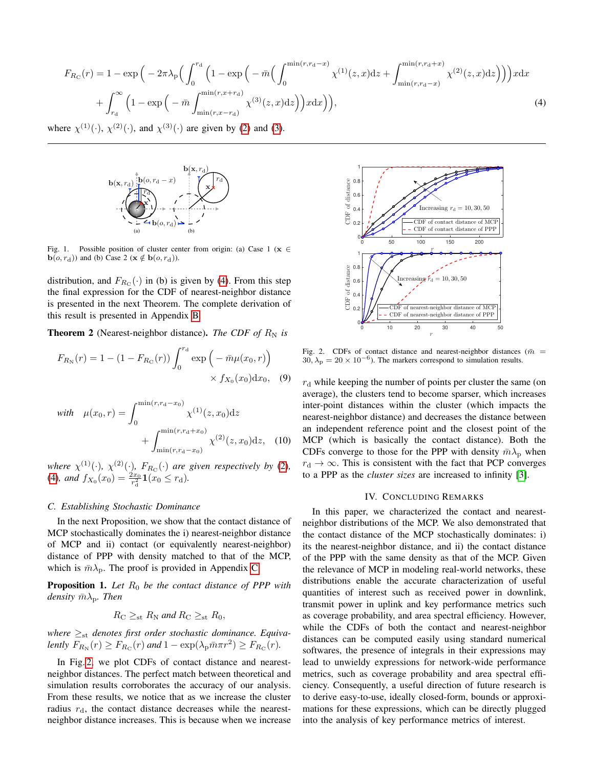$$F_{R_{\rm C}}(r) = 1 - \exp\Big( -2\pi\lambda_{\rm p}\Big( \int_0^{r_{\rm d}} \Big(1 - \exp\Big( -\bar{m}\Big( \int_0^{\min(r, r_{\rm d}-x)} \chi^{(1)}(z, x){\rm d}z + \int_{\min(r, r_{\rm d}-x)}^{\min(r, r_{\rm d}+x)} \chi^{(2)}(z, x){\rm d}z\Big)\Big)\Big) x{\rm d}x$$
$$+ \int_{r_{\rm d}}^{\infty} \Big(1 - \exp\Big( -\bar{m} \int_{\min(r, x-r_{\rm d})}^{\min(r, x+r_{\rm d})} \chi^{(3)}(z, x){\rm d}z\Big)\Big) x{\rm d}x\Big)\Big), \quad (4)$$

where $\chi^{(1)}(\cdot)$, $\chi^{(2)}(\cdot)$, and $\chi^{(3)}(\cdot)$ are given by (2) and (3).

Fig. 1. Possible position of cluster center from origin: (a) Case 1 ($\mathbf{x} \in \mathbf{b}(o, r_{\rm d})$) and (b) Case 2 ($\mathbf{x} \notin \mathbf{b}(o, r_{\rm d})$).

distribution, and $F_{R_{\rm C}}(\cdot)$ in (b) is given by (4). From this step the final expression for the CDF of nearest-neighbor distance is presented in the next Theorem. The complete derivation of this result is presented in Appendix B.

**Theorem 2** (Nearest-neighbor distance)**.** *The CDF of $R_{\rm N}$ is*

$$F_{R_{\rm N}}(r) = 1 - (1 - F_{R_{\rm C}}(r)) \int_0^{r_{\rm d}} \exp\Big( -\bar{m}\mu(x_0, r)\Big) \times f_{X_0}(x_0){\rm d}x_0, \quad (9)$$

*with* 
$$\mu(x_0, r) = \int_0^{\min(r, r_{\rm d}-x_0)} \chi^{(1)}(z, x_0){\rm d}z + \int_{\min(r, r_{\rm d}-x_0)}^{\min(r, r_{\rm d}+x_0)} \chi^{(2)}(z, x_0){\rm d}z, \quad (10)$$

*where $\chi^{(1)}(\cdot)$, $\chi^{(2)}(\cdot)$, $F_{R_{\rm C}}(\cdot)$ are given respectively by (2), (4), and $f_{X_0}(x_0) = \frac{2x_0}{r_{\rm d}^2}\mathbf{1}(x_0 \leq r_{\rm d})$.*

### C. Establishing Stochastic Dominance

In the next Proposition, we show that the contact distance of MCP stochastically dominates the i) nearest-neighbor distance of MCP and ii) contact (or equivalently nearest-neighbor) distance of PPP with density matched to that of the MCP, which is $\bar{m}\lambda_{\rm p}$. The proof is provided in Appendix C.

**Proposition 1.** *Let $R_0$ be the contact distance of PPP with density $\bar{m}\lambda_{\rm p}$. Then*

$$R_{\rm C} \geq_{\rm st} R_{\rm N} \text{ and } R_{\rm C} \geq_{\rm st} R_0,$$

*where $\geq_{\rm st}$ denotes first order stochastic dominance. Equivalently $F_{R_{\rm N}}(r) \geq F_{R_{\rm C}}(r)$ and $1 - \exp(\lambda_{\rm p}\bar{m}\pi r^2) \geq F_{R_{\rm C}}(r)$.*

In Fig. 2, we plot CDFs of contact distance and nearest-neighbor distances. The perfect match between theoretical and simulation results corroborates the accuracy of our analysis. From these results, we notice that as we increase the cluster radius $r_{\rm d}$, the contact distance decreases while the nearest-neighbor distance increases. This is because when we increase $r_{\rm d}$ while keeping the number of points per cluster the same (on average), the clusters tend to become sparser, which increases inter-point distances within the cluster (which impacts the nearest-neighbor distance) and decreases the distance between an independent reference point and the closest point of the MCP (which is basically the contact distance). Both the CDFs converge to those for the PPP with density $\bar{m}\lambda_{\rm p}$ when $r_{\rm d} \to \infty$. This is consistent with the fact that PCP converges to a PPP as the *cluster sizes* are increased to infinity [3].

Fig. 2. CDFs of contact distance and nearest-neighbor distances ($\bar{m} = 30$, $\lambda_{\rm p} = 20 \times 10^{-6}$). The markers correspond to simulation results.

## IV. Concluding Remarks

In this paper, we characterized the contact and nearest-neighbor distributions of the MCP. We also demonstrated that the contact distance of the MCP stochastically dominates: i) its the nearest-neighbor distance, and ii) the contact distance of the PPP with the same density as that of the MCP. Given the relevance of MCP in modeling real-world networks, these distributions enable the accurate characterization of useful quantities of interest such as received power in downlink, transmit power in uplink and key performance metrics such as coverage probability, and area spectral efficiency. However, while the CDFs of both the contact and nearest-neighbor distances can be computed easily using standard numerical softwares, the presence of integrals in their expressions may lead to unwieldy expressions for network-wide performance metrics, such as coverage probability and area spectral efficiency. Consequently, a useful direction of future research is to derive easy-to-use, ideally closed-form, bounds or approximations for these expressions, which can be directly plugged into the analysis of key performance metrics of interest.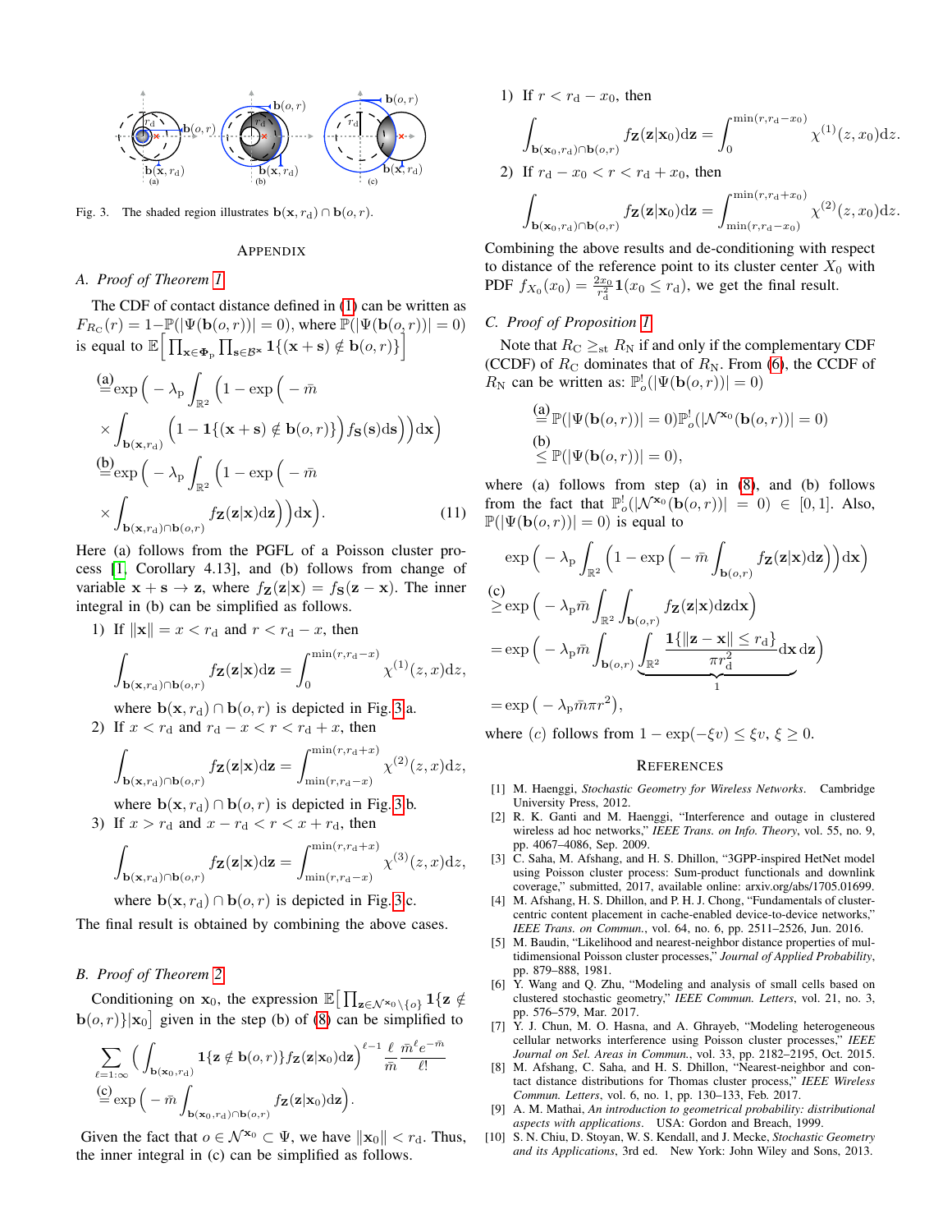Fig. 3. The shaded region illustrates $\mathbf{b}(\mathbf{x}, r_{\rm d}) \cap \mathbf{b}(o, r)$.

## Appendix

### A. Proof of Theorem 1

The CDF of contact distance defined in (1) can be written as $F_{R_{\rm C}}(r) = 1 - \mathbb{P}(|\Psi(\mathbf{b}(o,r))| = 0)$, where $\mathbb{P}(|\Psi(\mathbf{b}(o,r))| = 0)$ is equal to $\mathbb{E}\Big[\prod_{\mathbf{x}\in\Phi_{\rm p}}\prod_{\mathbf{s}\in\mathcal{B}^{\mathbf{x}}} \mathbf{1}\{(\mathbf{x}+\mathbf{s}) \notin \mathbf{b}(o,r)\}\Big]$

$$\stackrel{(a)}{=} \exp\Big(-\lambda_{\rm p}\int_{\mathbb{R}^2}\Big(1-\exp\Big(-\bar{m} \times \int_{\mathbf{b}(\mathbf{x},r_{\rm d})}\Big(1-\mathbf{1}\{(\mathbf{x}+\mathbf{s})\notin \mathbf{b}(o,r)\}\Big)f_{\mathbf{S}}(\mathbf{s}){\rm d}\mathbf{s}\Big)\Big){\rm d}\mathbf{x}\Big)$$
$$\stackrel{(b)}{=} \exp\Big(-\lambda_{\rm p}\int_{\mathbb{R}^2}\Big(1-\exp\Big(-\bar{m} \times \int_{\mathbf{b}(\mathbf{x},r_{\rm d})\cap\mathbf{b}(o,r)} f_{\mathbf{Z}}(\mathbf{z}|\mathbf{x}){\rm d}\mathbf{z}\Big)\Big){\rm d}\mathbf{x}\Big). \quad (11)$$

Here (a) follows from the PGFL of a Poisson cluster process [1, Corollary 4.13], and (b) follows from change of variable $\mathbf{x}+\mathbf{s}\to\mathbf{z}$, where $f_{\mathbf{Z}}(\mathbf{z}|\mathbf{x}) = f_{\mathbf{S}}(\mathbf{z}-\mathbf{x})$. The inner integral in (b) can be simplified as follows.

1) If $\|\mathbf{x}\| = x < r_{\rm d}$ and $r < r_{\rm d} - x$, then
$$\int_{\mathbf{b}(\mathbf{x},r_{\rm d})\cap\mathbf{b}(o,r)} f_{\mathbf{Z}}(\mathbf{z}|\mathbf{x}){\rm d}\mathbf{z} = \int_0^{\min(r, r_{\rm d}-x)} \chi^{(1)}(z,x){\rm d}z,$$
where $\mathbf{b}(\mathbf{x},r_{\rm d})\cap\mathbf{b}(o,r)$ is depicted in Fig. 3a.

2) If $x < r_{\rm d}$ and $r_{\rm d} - x < r < r_{\rm d} + x$, then
$$\int_{\mathbf{b}(\mathbf{x},r_{\rm d})\cap\mathbf{b}(o,r)} f_{\mathbf{Z}}(\mathbf{z}|\mathbf{x}){\rm d}\mathbf{z} = \int_{\min(r, r_{\rm d}-x)}^{\min(r, r_{\rm d}+x)} \chi^{(2)}(z,x){\rm d}z,$$
where $\mathbf{b}(\mathbf{x},r_{\rm d})\cap\mathbf{b}(o,r)$ is depicted in Fig. 3b.

3) If $x > r_{\rm d}$ and $x - r_{\rm d} < r < x + r_{\rm d}$, then
$$\int_{\mathbf{b}(\mathbf{x},r_{\rm d})\cap\mathbf{b}(o,r)} f_{\mathbf{Z}}(\mathbf{z}|\mathbf{x}){\rm d}\mathbf{z} = \int_{\min(r, r_{\rm d}-x)}^{\min(r, r_{\rm d}+x)} \chi^{(3)}(z,x){\rm d}z,$$
where $\mathbf{b}(\mathbf{x},r_{\rm d})\cap\mathbf{b}(o,r)$ is depicted in Fig. 3c.

The final result is obtained by combining the above cases.

### B. Proof of Theorem 2

Conditioning on $\mathbf{x}_0$, the expression $\mathbb{E}\big[\prod_{\mathbf{z}\in\mathcal{N}^{\mathbf{x}_0}\setminus\{o\}}\mathbf{1}\{\mathbf{z}\notin \mathbf{b}(o,r)\}|\mathbf{x}_0\big]$ given in the step (b) of (8) can be simplified to

$$\sum_{\ell=1:\infty}\Big(\int_{\mathbf{b}(\mathbf{x}_0,r_{\rm d})}\mathbf{1}\{\mathbf{z}\notin\mathbf{b}(o,r)\}f_{\mathbf{Z}}(\mathbf{z}|\mathbf{x}_0){\rm d}\mathbf{z}\Big)^{\ell-1}\frac{\ell}{\bar{m}}\frac{\bar{m}^{\ell}e^{-\bar{m}}}{\ell!}$$
$$\stackrel{(c)}{=}\exp\Big(-\bar{m}\int_{\mathbf{b}(\mathbf{x}_0,r_{\rm d})\cap\mathbf{b}(o,r)} f_{\mathbf{Z}}(\mathbf{z}|\mathbf{x}_0){\rm d}\mathbf{z}\Big).$$

Given the fact that $o\in\mathcal{N}^{\mathbf{x}_0}\subset\Psi$, we have $\|\mathbf{x}_0\| < r_{\rm d}$. Thus, the inner integral in (c) can be simplified as follows.

1) If $r < r_{\rm d} - x_0$, then
$$\int_{\mathbf{b}(\mathbf{x}_0,r_{\rm d})\cap\mathbf{b}(o,r)} f_{\mathbf{Z}}(\mathbf{z}|\mathbf{x}_0){\rm d}\mathbf{z} = \int_0^{\min(r, r_{\rm d}-x_0)}\chi^{(1)}(z,x_0){\rm d}z.$$

2) If $r_{\rm d} - x_0 < r < r_{\rm d} + x_0$, then
$$\int_{\mathbf{b}(\mathbf{x}_0,r_{\rm d})\cap\mathbf{b}(o,r)} f_{\mathbf{Z}}(\mathbf{z}|\mathbf{x}_0){\rm d}\mathbf{z} = \int_{\min(r, r_{\rm d}-x_0)}^{\min(r, r_{\rm d}+x_0)}\chi^{(2)}(z,x_0){\rm d}z.$$

Combining the above results and de-conditioning with respect to distance of the reference point to its cluster center $X_0$ with PDF $f_{X_0}(x_0) = \frac{2x_0}{r_{\rm d}^2}\mathbf{1}(x_0 \le r_{\rm d})$, we get the final result.

### C. Proof of Proposition 1

Note that $R_{\rm C} \ge_{\rm st} R_{\rm N}$ if and only if the complementary CDF (CCDF) of $R_{\rm C}$ dominates that of $R_{\rm N}$. From (6), the CCDF of $R_{\rm N}$ can be written as: $\mathbb{P}_o^!(|\Psi(\mathbf{b}(o,r))| = 0)$

$$\stackrel{(a)}{=}\mathbb{P}(|\Psi(\mathbf{b}(o,r))| = 0)\mathbb{P}_o^!(|\mathcal{N}^{\mathbf{x}_0}(\mathbf{b}(o,r))| = 0)$$
$$\stackrel{(b)}{\le}\mathbb{P}(|\Psi(\mathbf{b}(o,r))| = 0),$$

where (a) follows from step (a) in (8), and (b) follows from the fact that $\mathbb{P}_o^!(|\mathcal{N}^{\mathbf{x}_0}(\mathbf{b}(o,r))| = 0) \in [0,1]$. Also, $\mathbb{P}(|\Psi(\mathbf{b}(o,r))| = 0)$ is equal to

$$\exp\Big(-\lambda_{\rm p}\int_{\mathbb{R}^2}\Big(1-\exp\Big(-\bar{m}\int_{\mathbf{b}(o,r)}f_{\mathbf{Z}}(\mathbf{z}|\mathbf{x}){\rm d}\mathbf{z}\Big)\Big){\rm d}\mathbf{x}\Big)$$
$$\stackrel{(c)}{\ge}\exp\Big(-\lambda_{\rm p}\bar{m}\int_{\mathbb{R}^2}\int_{\mathbf{b}(o,r)}f_{\mathbf{Z}}(\mathbf{z}|\mathbf{x}){\rm d}\mathbf{z}{\rm d}\mathbf{x}\Big)$$
$$=\exp\Big(-\lambda_{\rm p}\bar{m}\int_{\mathbf{b}(o,r)}\underbrace{\int_{\mathbb{R}^2}\frac{\mathbf{1}\{\|\mathbf{z}-\mathbf{x}\|\le r_{\rm d}\}}{\pi r_{\rm d}^2}{\rm d}\mathbf{x}}_{1}{\rm d}\mathbf{z}\Big)$$
$$=\exp\big(-\lambda_{\rm p}\bar{m}\pi r^2\big),$$

where $(c)$ follows from $1-\exp(-\xi v)\le \xi v$, $\xi \ge 0$.

## References

[1] M. Haenggi, *Stochastic Geometry for Wireless Networks*. Cambridge University Press, 2012.

[2] R. K. Ganti and M. Haenggi, "Interference and outage in clustered wireless ad hoc networks," *IEEE Trans. on Info. Theory*, vol. 55, no. 9, pp. 4067–4086, Sep. 2009.

[3] C. Saha, M. Afshang, and H. S. Dhillon, "3GPP-inspired HetNet model using Poisson cluster process: Sum-product functionals and downlink coverage," submitted, 2017, available online: arxiv.org/abs/1705.01699.

[4] M. Afshang, H. S. Dhillon, and P. H. J. Chong, "Fundamentals of cluster-centric content placement in cache-enabled device-to-device networks," *IEEE Trans. on Commun.*, vol. 64, no. 6, pp. 2511–2526, Jun. 2016.

[5] M. Baudin, "Likelihood and nearest-neighbor distance properties of multidimensional Poisson cluster processes," *Journal of Applied Probability*, pp. 879–888, 1981.

[6] Y. Wang and Q. Zhu, "Modeling and analysis of small cells based on clustered stochastic geometry," *IEEE Commun. Letters*, vol. 21, no. 3, pp. 576–579, Mar. 2017.

[7] Y. J. Chun, M. O. Hasna, and A. Ghrayeb, "Modeling heterogeneous cellular networks interference using Poisson cluster processes," *IEEE Journal on Sel. Areas in Commun.*, vol. 33, pp. 2182–2195, Oct. 2015.

[8] M. Afshang, C. Saha, and H. S. Dhillon, "Nearest-neighbor and contact distance distributions for Thomas cluster process," *IEEE Wireless Commun. Letters*, vol. 6, no. 1, pp. 130–133, Feb. 2017.

[9] A. M. Mathai, *An introduction to geometrical probability: distributional aspects with applications*. USA: Gordon and Breach, 1999.

[10] S. N. Chiu, D. Stoyan, W. S. Kendall, and J. Mecke, *Stochastic Geometry and its Applications*, 3rd ed. New York: John Wiley and Sons, 2013.